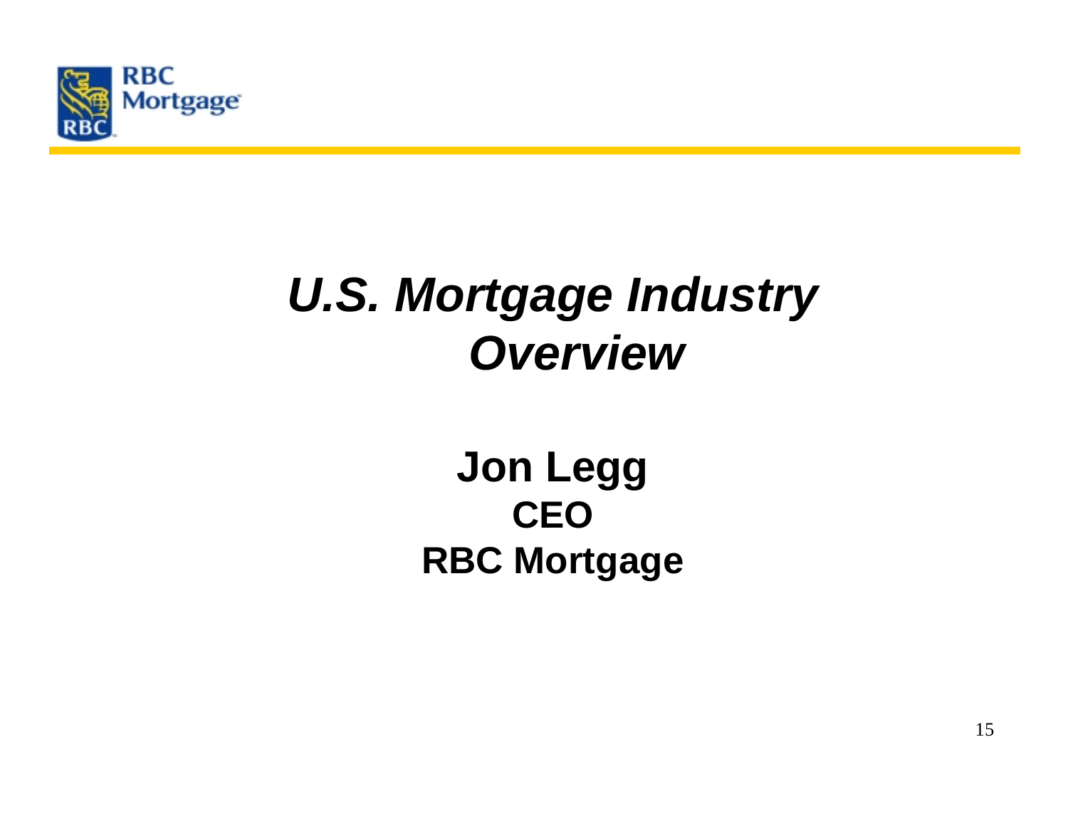RBC Mortgage

# *U.S. Mortgage Industry Overview*

**Jon Legg**
**CEO**
**RBC Mortgage**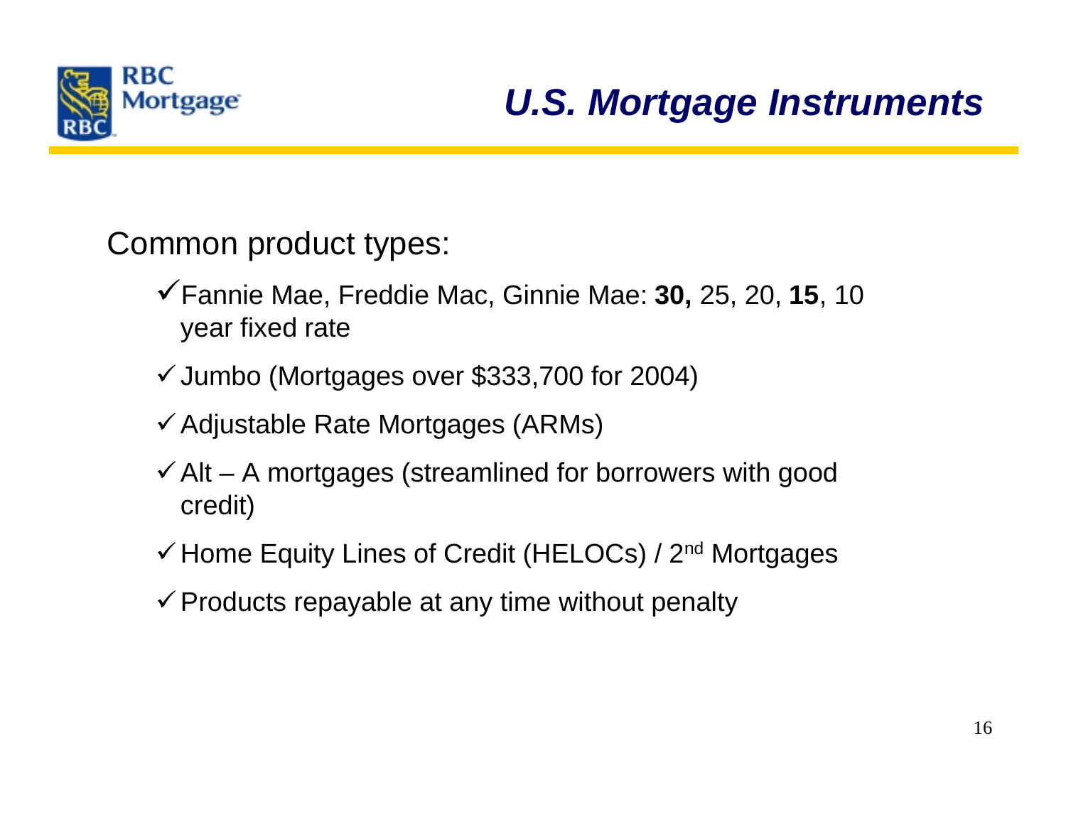# U.S. Mortgage Instruments

Common product types:

- ✓ Fannie Mae, Freddie Mac, Ginnie Mae: **30,** 25, 20, **15**, 10 year fixed rate
- ✓ Jumbo (Mortgages over $333,700 for 2004)
- ✓ Adjustable Rate Mortgages (ARMs)
- ✓ Alt – A mortgages (streamlined for borrowers with good credit)
- ✓ Home Equity Lines of Credit (HELOCs) / 2nd Mortgages
- ✓ Products repayable at any time without penalty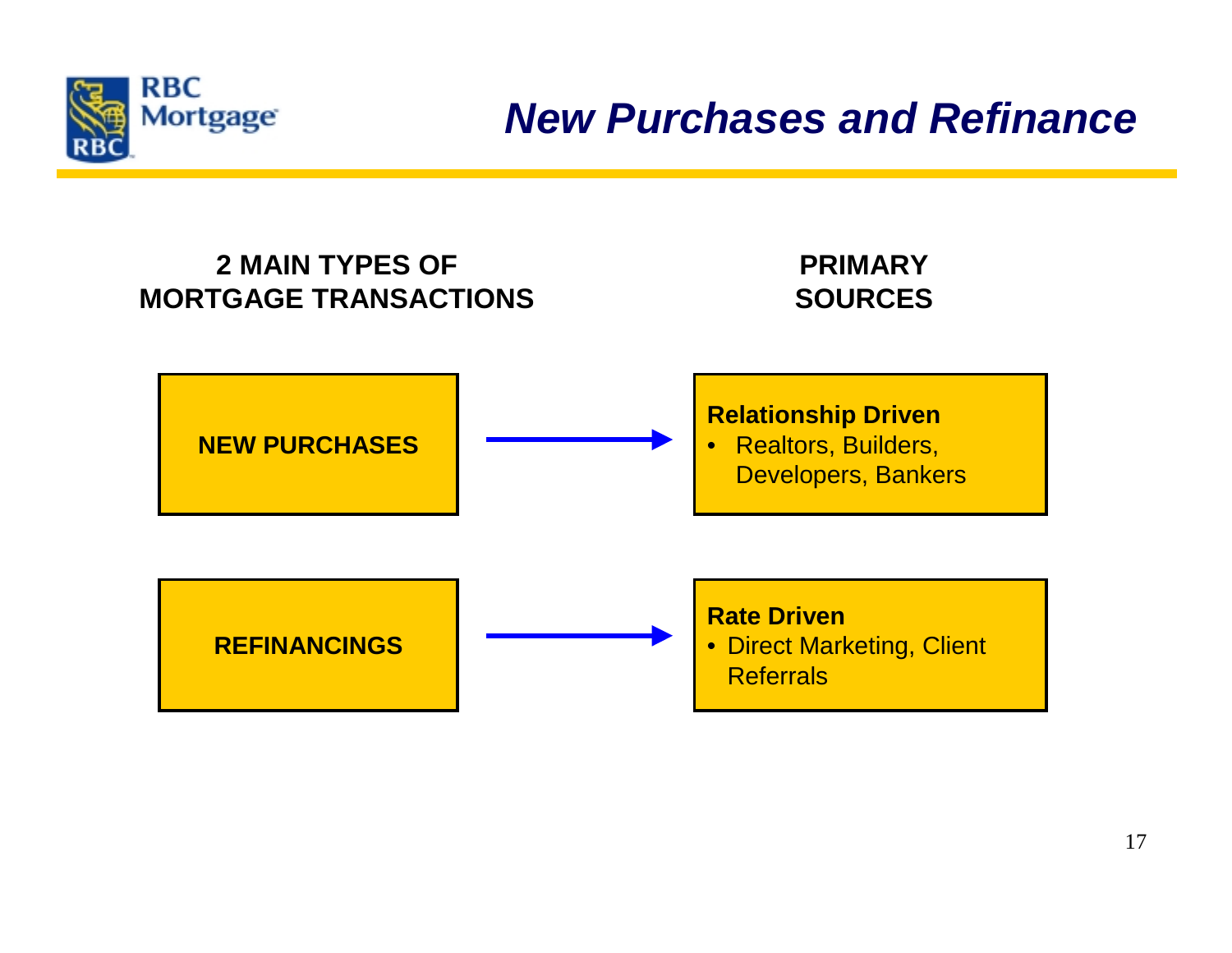# New Purchases and Refinance

| 2 MAIN TYPES OF MORTGAGE TRANSACTIONS | | PRIMARY SOURCES |
|---|---|---|
| **NEW PURCHASES** | → | **Relationship Driven**<br>• Realtors, Builders, Developers, Bankers |
| **REFINANCINGS** | → | **Rate Driven**<br>• Direct Marketing, Client Referrals |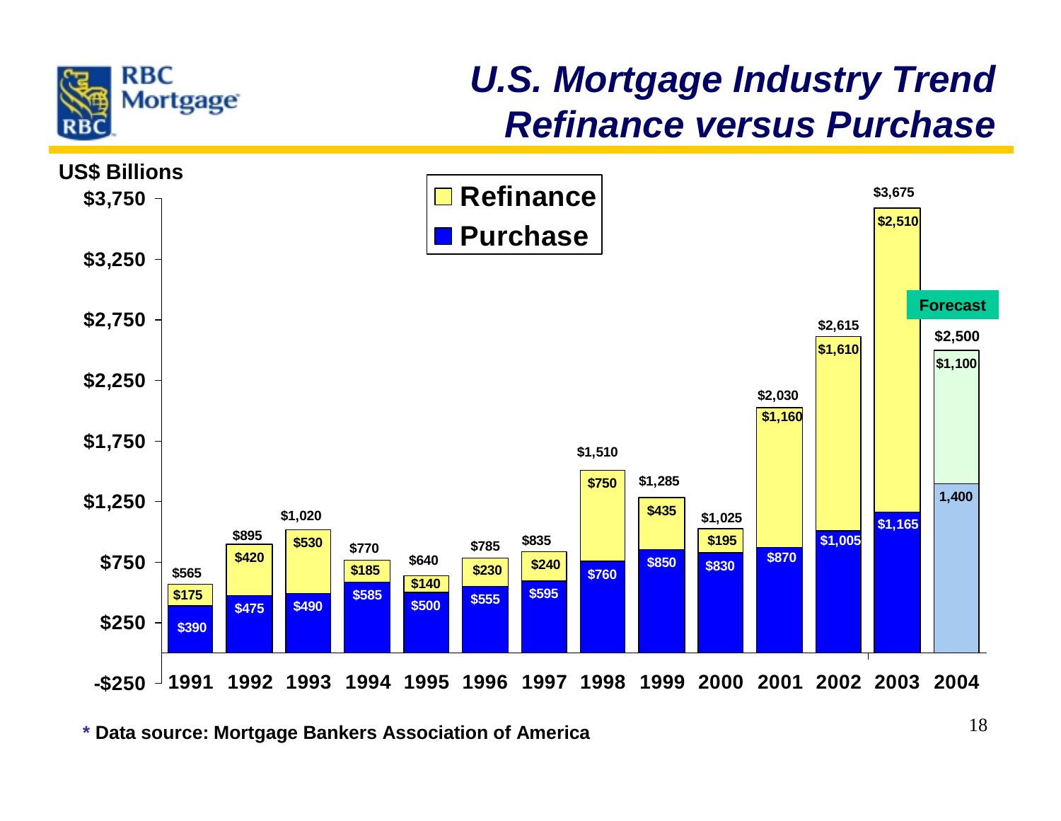# U.S. Mortgage Industry Trend
## Refinance versus Purchase

US$ Billions

| Year | Purchase | Refinance | Total |
|---|---|---|---|
| 1991 | $390 | $175 | $565 |
| 1992 | $475 | $420 | $895 |
| 1993 | $490 | $530 | $1,020 |
| 1994 | $585 | $185 | $770 |
| 1995 | $500 | $140 | $640 |
| 1996 | $555 | $230 | $785 |
| 1997 | $595 | $240 | $835 |
| 1998 | $760 | $750 | $1,510 |
| 1999 | $850 | $435 | $1,285 |
| 2000 | $830 | $195 | $1,025 |
| 2001 | $870 | $1,160 | $2,030 |
| 2002 | $1,005 | $1,610 | $2,615 |
| 2003 | $1,165 | $2,510 | $3,675 |
| 2004 (Forecast) | 1,400 | $1,100 | $2,500 |

**\* Data source: Mortgage Bankers Association of America**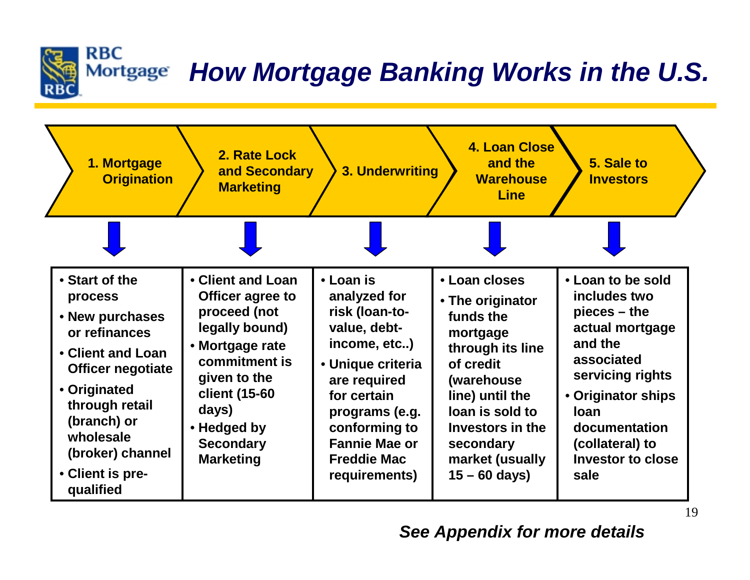# How Mortgage Banking Works in the U.S.

| 1. Mortgage Origination | 2. Rate Lock and Secondary Marketing | 3. Underwriting | 4. Loan Close and the Warehouse Line | 5. Sale to Investors |
| --- | --- | --- | --- | --- |
| • Start of the process<br>• New purchases or refinances<br>• Client and Loan Officer negotiate<br>• Originated through retail (branch) or wholesale (broker) channel<br>• Client is pre-qualified | • Client and Loan Officer agree to proceed (not legally bound)<br>• Mortgage rate commitment is given to the client (15-60 days)<br>• Hedged by Secondary Marketing | • Loan is analyzed for risk (loan-to-value, debt-income, etc..)<br>• Unique criteria are required for certain programs (e.g. conforming to Fannie Mae or Freddie Mac requirements) | • Loan closes<br>• The originator funds the mortgage through its line of credit (warehouse line) until the loan is sold to Investors in the secondary market (usually 15 – 60 days) | • Loan to be sold includes two pieces – the actual mortgage and the associated servicing rights<br>• Originator ships loan documentation (collateral) to Investor to close sale |

***See Appendix for more details***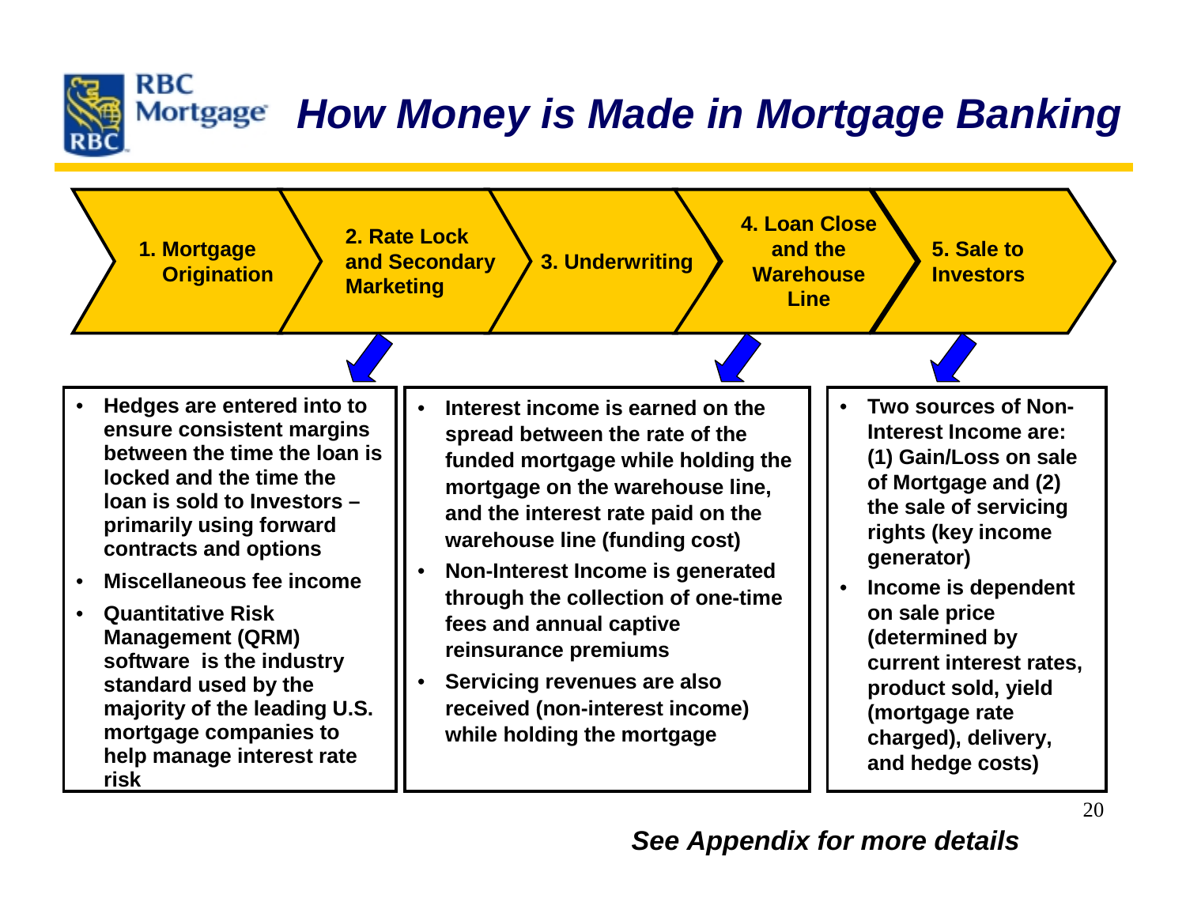# How Money is Made in Mortgage Banking

1. Mortgage Origination → 2. Rate Lock and Secondary Marketing → 3. Underwriting → 4. Loan Close and the Warehouse Line → 5. Sale to Investors

**2. Rate Lock and Secondary Marketing**

- **Hedges are entered into to ensure consistent margins between the time the loan is locked and the time the loan is sold to Investors – primarily using forward contracts and options**
- **Miscellaneous fee income**
- **Quantitative Risk Management (QRM) software is the industry standard used by the majority of the leading U.S. mortgage companies to help manage interest rate risk**

**4. Loan Close and the Warehouse Line**

- **Interest income is earned on the spread between the rate of the funded mortgage while holding the mortgage on the warehouse line, and the interest rate paid on the warehouse line (funding cost)**
- **Non-Interest Income is generated through the collection of one-time fees and annual captive reinsurance premiums**
- **Servicing revenues are also received (non-interest income) while holding the mortgage**

**5. Sale to Investors**

- **Two sources of Non-Interest Income are: (1) Gain/Loss on sale of Mortgage and (2) the sale of servicing rights (key income generator)**
- **Income is dependent on sale price (determined by current interest rates, product sold, yield (mortgage rate charged), delivery, and hedge costs)**

***See Appendix for more details***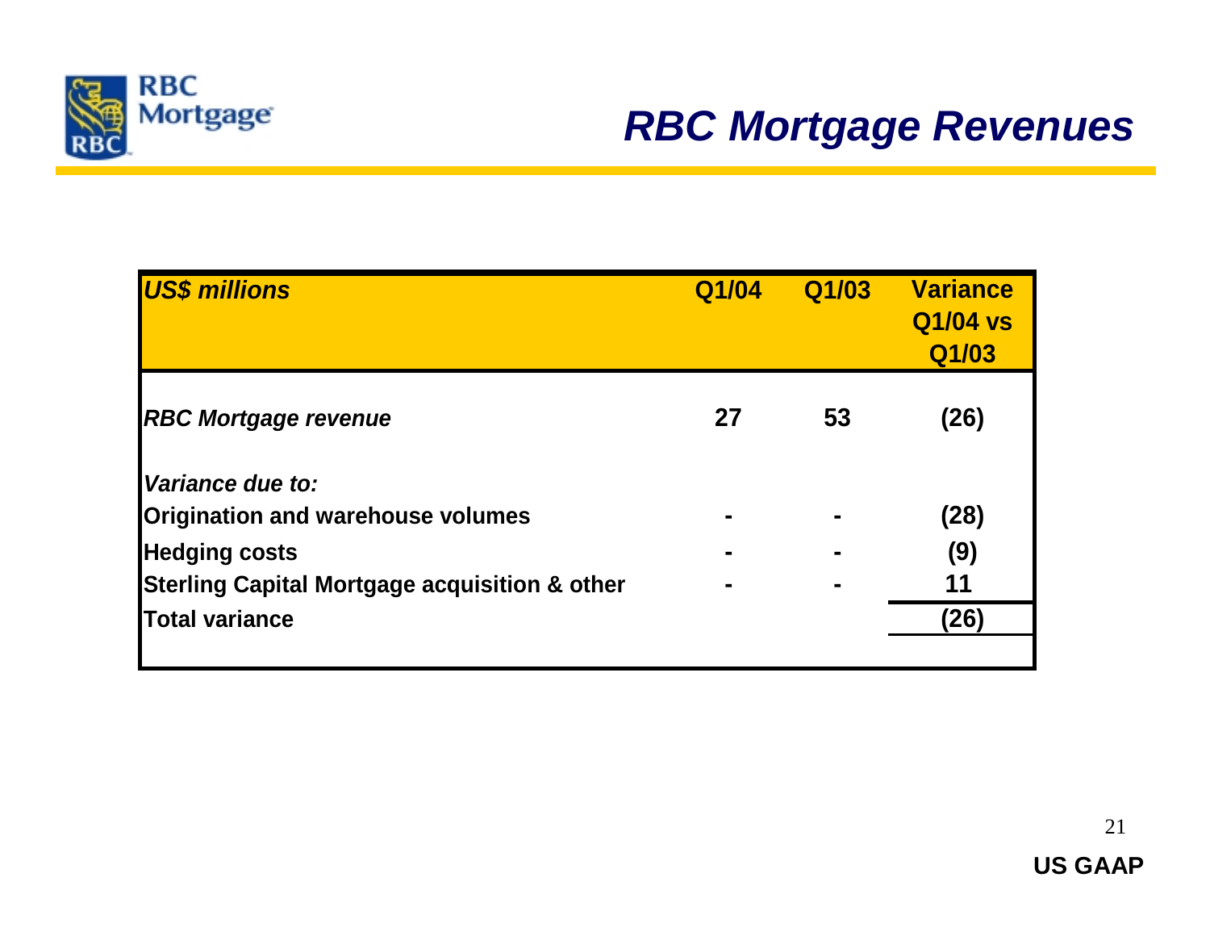RBC Mortgage

# RBC Mortgage Revenues

| *US$ millions* | Q1/04 | Q1/03 | Variance Q1/04 vs Q1/03 |
|---|---|---|---|
| *RBC Mortgage revenue* | 27 | 53 | (26) |
| *Variance due to:* | | | |
| Origination and warehouse volumes | - | - | (28) |
| Hedging costs | - | - | (9) |
| Sterling Capital Mortgage acquisition & other | - | - | 11 |
| Total variance | | | (26) |

US GAAP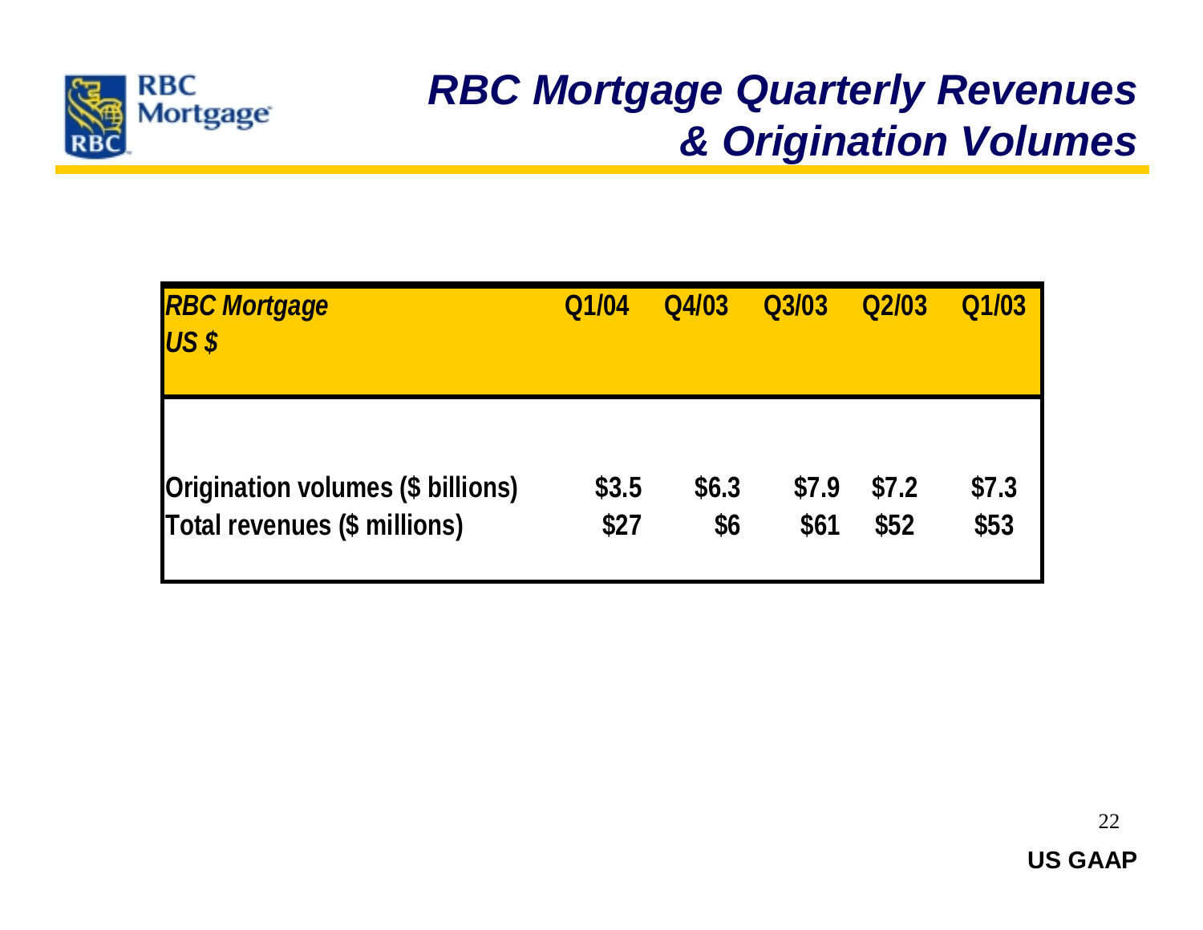# RBC Mortgage Quarterly Revenues & Origination Volumes

| *RBC Mortgage US $* | Q1/04 | Q4/03 | Q3/03 | Q2/03 | Q1/03 |
|---|---|---|---|---|---|
| Origination volumes ($ billions) | $3.5 | $6.3 | $7.9 | $7.2 | $7.3 |
| Total revenues ($ millions) | $27 | $6 | $61 | $52 | $53 |

**US GAAP**